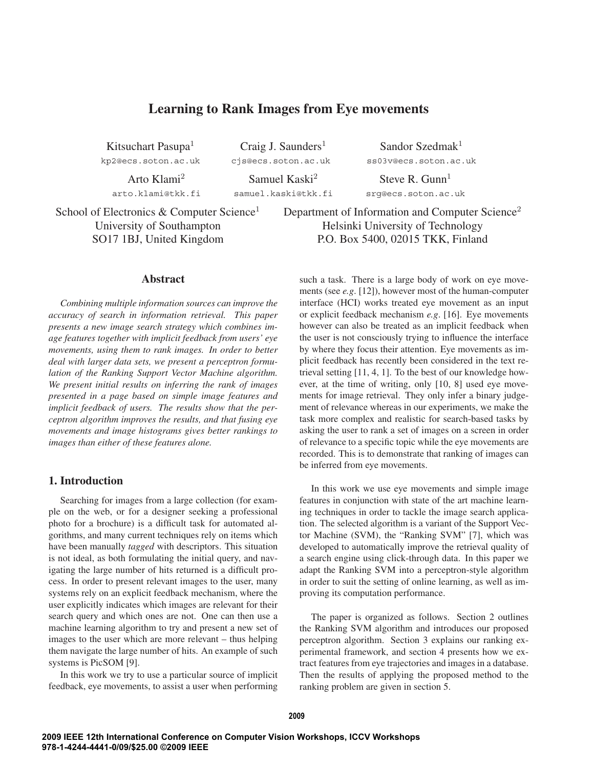# Learning to Rank Images from Eye movements

Kitsuchart Pasupa[1] kp2@ecs.soton.ac.uk

Craig J. Saunders[1] cjs@ecs.soton.ac.uk

Sandor Szedmak[1] ss03v@ecs.soton.ac.uk

Arto Klami[2] arto.klami@tkk.fi

Samuel Kaski[2] samuel.kaski@tkk.fi

Steve R. Gunn[1] srg@ecs.soton.ac.uk

School of Electronics & Computer Science[1]
University of Southampton
SO17 1BJ, United Kingdom

Department of Information and Computer Science[2]
Helsinki University of Technology
P.O. Box 5400, 02015 TKK, Finland

## Abstract

*Combining multiple information sources can improve the accuracy of search in information retrieval. This paper presents a new image search strategy which combines image features together with implicit feedback from users' eye movements, using them to rank images. In order to better deal with larger data sets, we present a perceptron formulation of the Ranking Support Vector Machine algorithm. We present initial results on inferring the rank of images presented in a page based on simple image features and implicit feedback of users. The results show that the perceptron algorithm improves the results, and that fusing eye movements and image histograms gives better rankings to images than either of these features alone.*

## 1. Introduction

Searching for images from a large collection (for example on the web, or for a designer seeking a professional photo for a brochure) is a difficult task for automated algorithms, and many current techniques rely on items which have been manually *tagged* with descriptors. This situation is not ideal, as both formulating the initial query, and navigating the large number of hits returned is a difficult process. In order to present relevant images to the user, many systems rely on an explicit feedback mechanism, where the user explicitly indicates which images are relevant for their search query and which ones are not. One can then use a machine learning algorithm to try and present a new set of images to the user which are more relevant – thus helping them navigate the large number of hits. An example of such systems is PicSOM [9].

In this work we try to use a particular source of implicit feedback, eye movements, to assist a user when performing such a task. There is a large body of work on eye movements (see *e.g.* [12]), however most of the human-computer interface (HCI) works treated eye movement as an input or explicit feedback mechanism *e.g.* [16]. Eye movements however can also be treated as an implicit feedback when the user is not consciously trying to influence the interface by where they focus their attention. Eye movements as implicit feedback has recently been considered in the text retrieval setting [11, 4, 1]. To the best of our knowledge however, at the time of writing, only [10, 8] used eye movements for image retrieval. They only infer a binary judgement of relevance whereas in our experiments, we make the task more complex and realistic for search-based tasks by asking the user to rank a set of images on a screen in order of relevance to a specific topic while the eye movements are recorded. This is to demonstrate that ranking of images can be inferred from eye movements.

In this work we use eye movements and simple image features in conjunction with state of the art machine learning techniques in order to tackle the image search application. The selected algorithm is a variant of the Support Vector Machine (SVM), the "Ranking SVM" [7], which was developed to automatically improve the retrieval quality of a search engine using click-through data. In this paper we adapt the Ranking SVM into a perceptron-style algorithm in order to suit the setting of online learning, as well as improving its computation performance.

The paper is organized as follows. Section 2 outlines the Ranking SVM algorithm and introduces our proposed perceptron algorithm. Section 3 explains our ranking experimental framework, and section 4 presents how we extract features from eye trajectories and images in a database. Then the results of applying the proposed method to the ranking problem are given in section 5.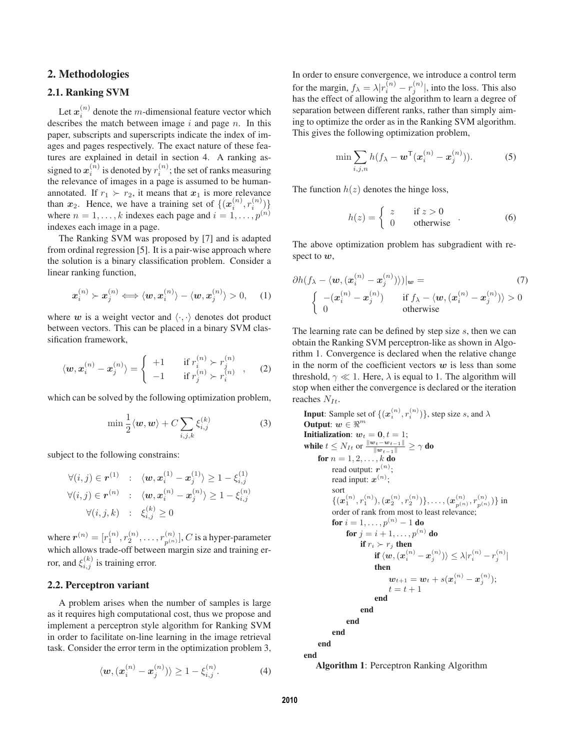## 2. Methodologies

### 2.1. Ranking SVM

Let $\boldsymbol{x}_i^{(n)}$ denote the $m$-dimensional feature vector which describes the match between image $i$ and page $n$. In this paper, subscripts and superscripts indicate the index of images and pages respectively. The exact nature of these features are explained in detail in section 4. A ranking assigned to $\boldsymbol{x}_i^{(n)}$ is denoted by $r_i^{(n)}$; the set of ranks measuring the relevance of images in a page is assumed to be human-annotated. If $r_1 \succ r_2$, it means that $\boldsymbol{x}_1$ is more relevance than $\boldsymbol{x}_2$. Hence, we have a training set of $\{(\boldsymbol{x}_i^{(n)}, r_i^{(n)})\}$ where $n = 1, \dots, k$ indexes each page and $i = 1, \dots, p^{(n)}$ indexes each image in a page.

The Ranking SVM was proposed by [7] and is adapted from ordinal regression [5]. It is a pair-wise approach where the solution is a binary classification problem. Consider a linear ranking function,

$$\boldsymbol{x}_i^{(n)} \succ \boldsymbol{x}_j^{(n)} \Longleftrightarrow \langle \boldsymbol{w}, \boldsymbol{x}_i^{(n)} \rangle - \langle \boldsymbol{w}, \boldsymbol{x}_j^{(n)} \rangle > 0, \quad (1)$$

where $\boldsymbol{w}$ is a weight vector and $\langle \cdot, \cdot \rangle$ denotes dot product between vectors. This can be placed in a binary SVM classification framework,

$$\langle \boldsymbol{w}, \boldsymbol{x}_i^{(n)} - \boldsymbol{x}_j^{(n)} \rangle = \begin{cases} +1 & \text{if } r_i^{(n)} \succ r_j^{(n)} \\ -1 & \text{if } r_j^{(n)} \succ r_i^{(n)} \end{cases}, \quad (2)$$

which can be solved by the following optimization problem,

$$\min \frac{1}{2} \langle \boldsymbol{w}, \boldsymbol{w} \rangle + C \sum_{i,j,k} \xi_{i,j}^{(k)} \quad (3)$$

subject to the following constrains:

$$\begin{aligned} \forall (i,j) \in \boldsymbol{r}^{(1)} &: \langle \boldsymbol{w}, \boldsymbol{x}_i^{(1)} - \boldsymbol{x}_j^{(1)} \rangle \geq 1 - \xi_{i,j}^{(1)} \\ \forall (i,j) \in \boldsymbol{r}^{(n)} &: \langle \boldsymbol{w}, \boldsymbol{x}_i^{(n)} - \boldsymbol{x}_j^{(n)} \rangle \geq 1 - \xi_{i,j}^{(n)} \\ \forall (i,j,k) &: \xi_{i,j}^{(k)} \geq 0 \end{aligned}$$

where $\boldsymbol{r}^{(n)} = [r_1^{(n)}, r_2^{(n)}, \dots, r_{p^{(n)}}^{(n)}]$, $C$ is a hyper-parameter which allows trade-off between margin size and training error, and $\xi_{i,j}^{(k)}$ is training error.

### 2.2. Perceptron variant

A problem arises when the number of samples is large as it requires high computational cost, thus we propose and implement a perceptron style algorithm for Ranking SVM in order to facilitate on-line learning in the image retrieval task. Consider the error term in the optimization problem 3,

$$\langle \boldsymbol{w}, (\boldsymbol{x}_i^{(n)} - \boldsymbol{x}_j^{(n)}) \rangle \geq 1 - \xi_{i,j}^{(n)}. \quad (4)$$

In order to ensure convergence, we introduce a control term for the margin, $f_\lambda = \lambda |r_i^{(n)} - r_j^{(n)}|$, into the loss. This also has the effect of allowing the algorithm to learn a degree of separation between different ranks, rather than simply aiming to optimize the order as in the Ranking SVM algorithm. This gives the following optimization problem,

$$\min \sum_{i,j,n} h(f_\lambda - \boldsymbol{w}^\mathsf{T} (\boldsymbol{x}_i^{(n)} - \boldsymbol{x}_j^{(n)})). \quad (5)$$

The function $h(z)$ denotes the hinge loss,

$$h(z) = \begin{cases} z & \text{if } z > 0 \\ 0 & \text{otherwise} \end{cases}. \quad (6)$$

The above optimization problem has subgradient with respect to $\boldsymbol{w}$,

$$\partial h(f_\lambda - \langle \boldsymbol{w}, (\boldsymbol{x}_i^{(n)} - \boldsymbol{x}_j^{(n)}) \rangle)|_{\boldsymbol{w}} = \begin{cases} -(\boldsymbol{x}_i^{(n)} - \boldsymbol{x}_j^{(n)}) & \text{if } f_\lambda - \langle \boldsymbol{w}, (\boldsymbol{x}_i^{(n)} - \boldsymbol{x}_j^{(n)}) \rangle > 0 \\ 0 & \text{otherwise} \end{cases} \quad (7)$$

The learning rate can be defined by step size $s$, then we can obtain the Ranking SVM perceptron-like as shown in Algorithm 1. Convergence is declared when the relative change in the norm of the coefficient vectors $\boldsymbol{w}$ is less than some threshold, $\gamma \ll 1$. Here, $\lambda$ is equal to 1. The algorithm will stop when either the convergence is declared or the iteration reaches $N_{It}$.

**Input**: Sample set of $\{(\boldsymbol{x}_i^{(n)}, r_i^{(n)})\}$, step size $s$, and $\lambda$
**Output**: $\boldsymbol{w} \in \Re^m$
**Initialization**: $\boldsymbol{w}_t = \boldsymbol{0}, t = 1$;
**while** $t \leq N_{It}$ or $\frac{\|\boldsymbol{w}_t - \boldsymbol{w}_{t-1}\|}{\|\boldsymbol{w}_{t-1}\|} \geq \gamma$ **do**
  **for** $n = 1, 2, \dots, k$ **do**
    read output: $\boldsymbol{r}^{(n)}$;
    read input: $\boldsymbol{x}^{(n)}$;
    sort $\{(\boldsymbol{x}_1^{(n)}, r_1^{(n)}), (\boldsymbol{x}_2^{(n)}, r_2^{(n)})\}, \dots, (\boldsymbol{x}_{p^{(n)}}^{(n)}, r_{p^{(n)}}^{(n)})\}$ in order of rank from most to least relevance;
    **for** $i = 1, \dots, p^{(n)} - 1$ **do**
      **for** $j = i + 1, \dots, p^{(n)}$ **do**
        **if** $r_i \succ r_j$ **then**
          **if** $\langle \boldsymbol{w}, (\boldsymbol{x}_i^{(n)} - \boldsymbol{x}_j^{(n)}) \rangle \leq \lambda |r_i^{(n)} - r_j^{(n)}|$ **then**
            $\boldsymbol{w}_{t+1} = \boldsymbol{w}_t + s(\boldsymbol{x}_i^{(n)} - \boldsymbol{x}_j^{(n)})$;
            $t = t + 1$
          **end**
        **end**
      **end**
    **end**
  **end**
**end**

**Algorithm 1**: Perceptron Ranking Algorithm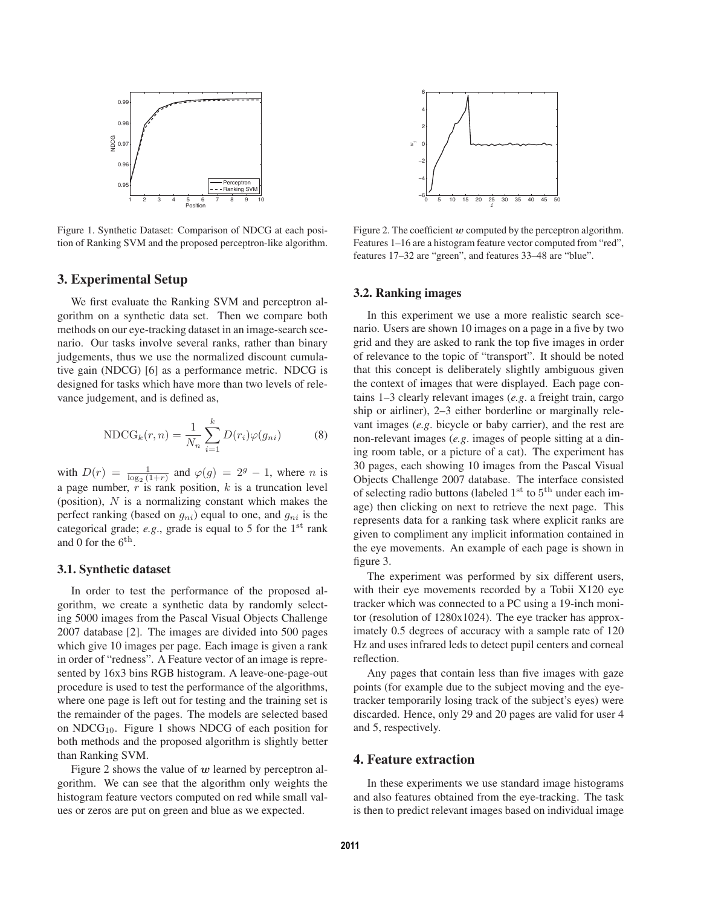Figure 1. Synthetic Dataset: Comparison of NDCG at each position of Ranking SVM and the proposed perceptron-like algorithm.

Figure 2. The coefficient $\boldsymbol{w}$ computed by the perceptron algorithm. Features 1–16 are a histogram feature vector computed from "red", features 17–32 are "green", and features 33–48 are "blue".

## 3. Experimental Setup

We first evaluate the Ranking SVM and perceptron algorithm on a synthetic data set. Then we compare both methods on our eye-tracking dataset in an image-search scenario. Our tasks involve several ranks, rather than binary judgements, thus we use the normalized discount cumulative gain (NDCG) [6] as a performance metric. NDCG is designed for tasks which have more than two levels of relevance judgement, and is defined as,

$$\mathrm{NDCG}_k(r, n) = \frac{1}{N_n} \sum_{i=1}^{k} D(r_i)\varphi(g_{ni}) \tag{8}$$

with $D(r) = \frac{1}{\log_2(1+r)}$ and $\varphi(g) = 2^g - 1$, where $n$ is a page number, $r$ is rank position, $k$ is a truncation level (position), $N$ is a normalizing constant which makes the perfect ranking (based on $g_{ni}$) equal to one, and $g_{ni}$ is the categorical grade; *e.g.*, grade is equal to 5 for the $1^{\mathrm{st}}$ rank and 0 for the $6^{\mathrm{th}}$.

### 3.1. Synthetic dataset

In order to test the performance of the proposed algorithm, we create a synthetic data by randomly selecting 5000 images from the Pascal Visual Objects Challenge 2007 database [2]. The images are divided into 500 pages which give 10 images per page. Each image is given a rank in order of "redness". A Feature vector of an image is represented by 16x3 bins RGB histogram. A leave-one-page-out procedure is used to test the performance of the algorithms, where one page is left out for testing and the training set is the remainder of the pages. The models are selected based on $\mathrm{NDCG}_{10}$. Figure 1 shows NDCG of each position for both methods and the proposed algorithm is slightly better than Ranking SVM.

Figure 2 shows the value of $\boldsymbol{w}$ learned by perceptron algorithm. We can see that the algorithm only weights the histogram feature vectors computed on red while small values or zeros are put on green and blue as we expected.

### 3.2. Ranking images

In this experiment we use a more realistic search scenario. Users are shown 10 images on a page in a five by two grid and they are asked to rank the top five images in order of relevance to the topic of "transport". It should be noted that this concept is deliberately slightly ambiguous given the context of images that were displayed. Each page contains 1–3 clearly relevant images (*e.g*. a freight train, cargo ship or airliner), 2–3 either borderline or marginally relevant images (*e.g*. bicycle or baby carrier), and the rest are non-relevant images (*e.g*. images of people sitting at a dining room table, or a picture of a cat). The experiment has 30 pages, each showing 10 images from the Pascal Visual Objects Challenge 2007 database. The interface consisted of selecting radio buttons (labeled $1^{\mathrm{st}}$ to $5^{\mathrm{th}}$ under each image) then clicking on next to retrieve the next page. This represents data for a ranking task where explicit ranks are given to compliment any implicit information contained in the eye movements. An example of each page is shown in figure 3.

The experiment was performed by six different users, with their eye movements recorded by a Tobii X120 eye tracker which was connected to a PC using a 19-inch monitor (resolution of 1280x1024). The eye tracker has approximately 0.5 degrees of accuracy with a sample rate of 120 Hz and uses infrared leds to detect pupil centers and corneal reflection.

Any pages that contain less than five images with gaze points (for example due to the subject moving and the eye-tracker temporarily losing track of the subject's eyes) were discarded. Hence, only 29 and 20 pages are valid for user 4 and 5, respectively.

## 4. Feature extraction

In these experiments we use standard image histograms and also features obtained from the eye-tracking. The task is then to predict relevant images based on individual image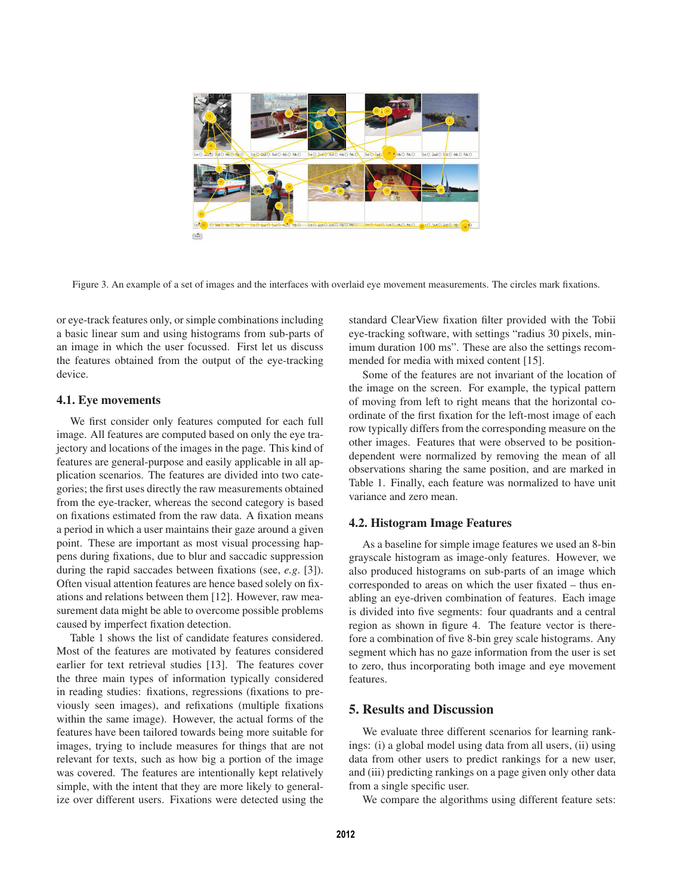Figure 3. An example of a set of images and the interfaces with overlaid eye movement measurements. The circles mark fixations.

or eye-track features only, or simple combinations including a basic linear sum and using histograms from sub-parts of an image in which the user focussed. First let us discuss the features obtained from the output of the eye-tracking device.

### 4.1. Eye movements

We first consider only features computed for each full image. All features are computed based on only the eye trajectory and locations of the images in the page. This kind of features are general-purpose and easily applicable in all application scenarios. The features are divided into two categories; the first uses directly the raw measurements obtained from the eye-tracker, whereas the second category is based on fixations estimated from the raw data. A fixation means a period in which a user maintains their gaze around a given point. These are important as most visual processing happens during fixations, due to blur and saccadic suppression during the rapid saccades between fixations (see, *e.g.* [3]). Often visual attention features are hence based solely on fixations and relations between them [12]. However, raw measurement data might be able to overcome possible problems caused by imperfect fixation detection.

Table 1 shows the list of candidate features considered. Most of the features are motivated by features considered earlier for text retrieval studies [13]. The features cover the three main types of information typically considered in reading studies: fixations, regressions (fixations to previously seen images), and refixations (multiple fixations within the same image). However, the actual forms of the features have been tailored towards being more suitable for images, trying to include measures for things that are not relevant for texts, such as how big a portion of the image was covered. The features are intentionally kept relatively simple, with the intent that they are more likely to generalize over different users. Fixations were detected using the standard ClearView fixation filter provided with the Tobii eye-tracking software, with settings "radius 30 pixels, minimum duration 100 ms". These are also the settings recommended for media with mixed content [15].

Some of the features are not invariant of the location of the image on the screen. For example, the typical pattern of moving from left to right means that the horizontal coordinate of the first fixation for the left-most image of each row typically differs from the corresponding measure on the other images. Features that were observed to be position-dependent were normalized by removing the mean of all observations sharing the same position, and are marked in Table 1. Finally, each feature was normalized to have unit variance and zero mean.

### 4.2. Histogram Image Features

As a baseline for simple image features we used an 8-bin grayscale histogram as image-only features. However, we also produced histograms on sub-parts of an image which corresponded to areas on which the user fixated – thus enabling an eye-driven combination of features. Each image is divided into five segments: four quadrants and a central region as shown in figure 4. The feature vector is therefore a combination of five 8-bin grey scale histograms. Any segment which has no gaze information from the user is set to zero, thus incorporating both image and eye movement features.

## 5. Results and Discussion

We evaluate three different scenarios for learning rankings: (i) a global model using data from all users, (ii) using data from other users to predict rankings for a new user, and (iii) predicting rankings on a page given only other data from a single specific user.

We compare the algorithms using different feature sets: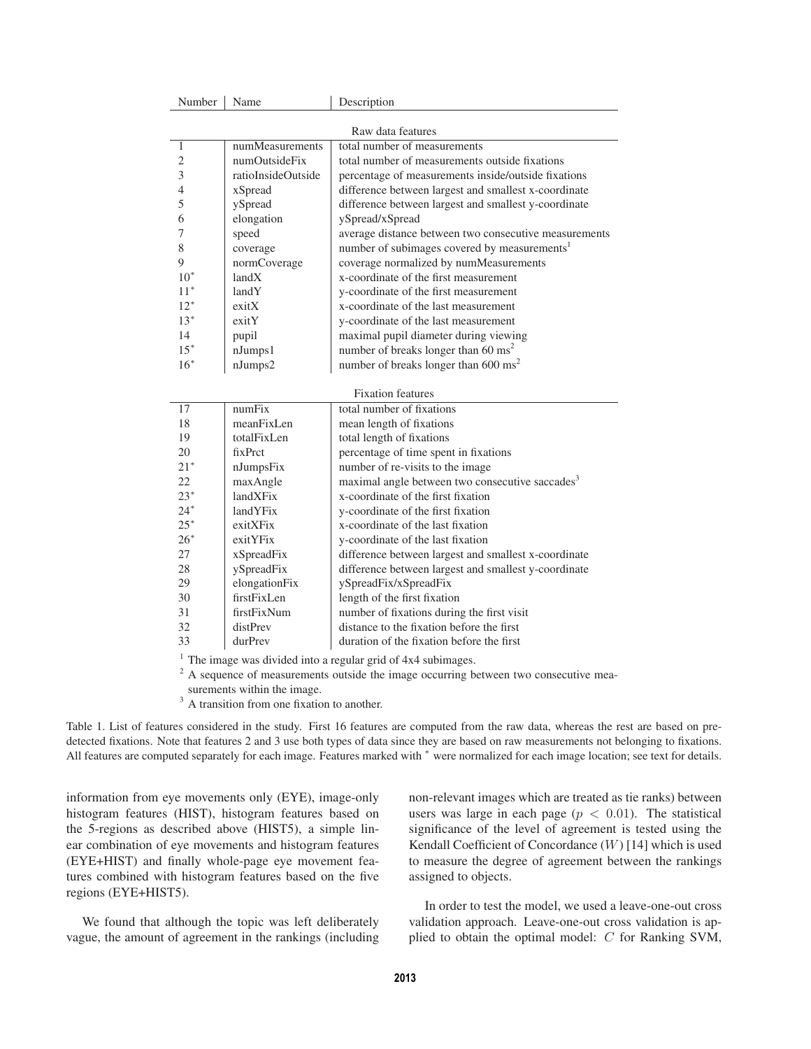| Number | Name | Description |
|---|---|---|
| | | Raw data features |
| 1 | numMeasurements | total number of measurements |
| 2 | numOutsideFix | total number of measurements outside fixations |
| 3 | ratioInsideOutside | percentage of measurements inside/outside fixations |
| 4 | xSpread | difference between largest and smallest x-coordinate |
| 5 | ySpread | difference between largest and smallest y-coordinate |
| 6 | elongation | ySpread/xSpread |
| 7 | speed | average distance between two consecutive measurements |
| 8 | coverage | number of subimages covered by measurements[1] |
| 9 | normCoverage | coverage normalized by numMeasurements |
| 10* | landX | x-coordinate of the first measurement |
| 11* | landY | y-coordinate of the first measurement |
| 12* | exitX | x-coordinate of the last measurement |
| 13* | exitY | y-coordinate of the last measurement |
| 14 | pupil | maximal pupil diameter during viewing |
| 15* | nJumps1 | number of breaks longer than 60 ms[2] |
| 16* | nJumps2 | number of breaks longer than 600 ms[2] |
| | | Fixation features |
| 17 | numFix | total number of fixations |
| 18 | meanFixLen | mean length of fixations |
| 19 | totalFixLen | total length of fixations |
| 20 | fixPrct | percentage of time spent in fixations |
| 21* | nJumpsFix | number of re-visits to the image |
| 22 | maxAngle | maximal angle between two consecutive saccades[3] |
| 23* | landXFix | x-coordinate of the first fixation |
| 24* | landYFix | y-coordinate of the first fixation |
| 25* | exitXFix | x-coordinate of the last fixation |
| 26* | exitYFix | y-coordinate of the last fixation |
| 27 | xSpreadFix | difference between largest and smallest x-coordinate |
| 28 | ySpreadFix | difference between largest and smallest y-coordinate |
| 29 | elongationFix | ySpreadFix/xSpreadFix |
| 30 | firstFixLen | length of the first fixation |
| 31 | firstFixNum | number of fixations during the first visit |
| 32 | distPrev | distance to the fixation before the first |
| 33 | durPrev | duration of the fixation before the first |

[1] The image was divided into a regular grid of 4x4 subimages.
[2] A sequence of measurements outside the image occurring between two consecutive measurements within the image.
[3] A transition from one fixation to another.

Table 1. List of features considered in the study. First 16 features are computed from the raw data, whereas the rest are based on pre-detected fixations. Note that features 2 and 3 use both types of data since they are based on raw measurements not belonging to fixations. All features are computed separately for each image. Features marked with * were normalized for each image location; see text for details.

information from eye movements only (EYE), image-only histogram features (HIST), histogram features based on the 5-regions as described above (HIST5), a simple linear combination of eye movements and histogram features (EYE+HIST) and finally whole-page eye movement features combined with histogram features based on the five regions (EYE+HIST5).

We found that although the topic was left deliberately vague, the amount of agreement in the rankings (including non-relevant images which are treated as tie ranks) between users was large in each page ($p < 0.01$). The statistical significance of the level of agreement is tested using the Kendall Coefficient of Concordance ($W$) [14] which is used to measure the degree of agreement between the rankings assigned to objects.

In order to test the model, we used a leave-one-out cross validation approach. Leave-one-out cross validation is applied to obtain the optimal model: $C$ for Ranking SVM,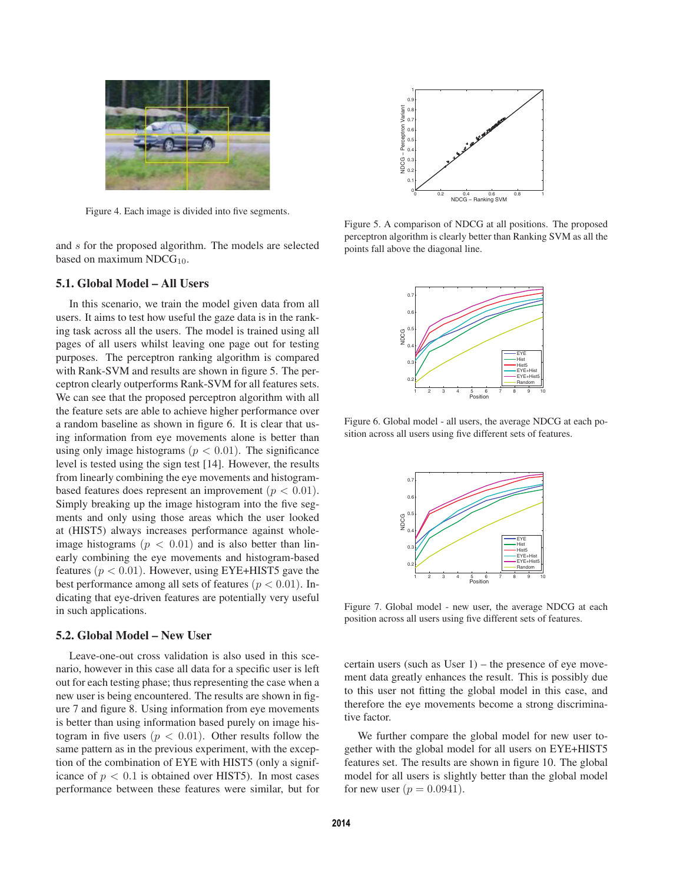Figure 4. Each image is divided into five segments.

and $s$ for the proposed algorithm. The models are selected based on maximum $\text{NDCG}_{10}$.

### 5.1. Global Model – All Users

In this scenario, we train the model given data from all users. It aims to test how useful the gaze data is in the ranking task across all the users. The model is trained using all pages of all users whilst leaving one page out for testing purposes. The perceptron ranking algorithm is compared with Rank-SVM and results are shown in figure 5. The perceptron clearly outperforms Rank-SVM for all features sets. We can see that the proposed perceptron algorithm with all the feature sets are able to achieve higher performance over a random baseline as shown in figure 6. It is clear that using information from eye movements alone is better than using only image histograms ($p < 0.01$). The significance level is tested using the sign test [14]. However, the results from linearly combining the eye movements and histogram-based features does represent an improvement ($p < 0.01$). Simply breaking up the image histogram into the five segments and only using those areas which the user looked at (HIST5) always increases performance against whole-image histograms ($p < 0.01$) and is also better than linearly combining the eye movements and histogram-based features ($p < 0.01$). However, using EYE+HIST5 gave the best performance among all sets of features ($p < 0.01$). Indicating that eye-driven features are potentially very useful in such applications.

### 5.2. Global Model – New User

Leave-one-out cross validation is also used in this scenario, however in this case all data for a specific user is left out for each testing phase; thus representing the case when a new user is being encountered. The results are shown in figure 7 and figure 8. Using information from eye movements is better than using information based purely on image histogram in five users ($p < 0.01$). Other results follow the same pattern as in the previous experiment, with the exception of the combination of EYE with HIST5 (only a significance of $p < 0.1$ is obtained over HIST5). In most cases performance between these features were similar, but for certain users (such as User 1) – the presence of eye movement data greatly enhances the result. This is possibly due to this user not fitting the global model in this case, and therefore the eye movements become a strong discriminative factor.

We further compare the global model for new user together with the global model for all users on EYE+HIST5 features set. The results are shown in figure 10. The global model for all users is slightly better than the global model for new user ($p = 0.0941$).

Figure 5. A comparison of NDCG at all positions. The proposed perceptron algorithm is clearly better than Ranking SVM as all the points fall above the diagonal line.

Figure 6. Global model - all users, the average NDCG at each position across all users using five different sets of features.

Figure 7. Global model - new user, the average NDCG at each position across all users using five different sets of features.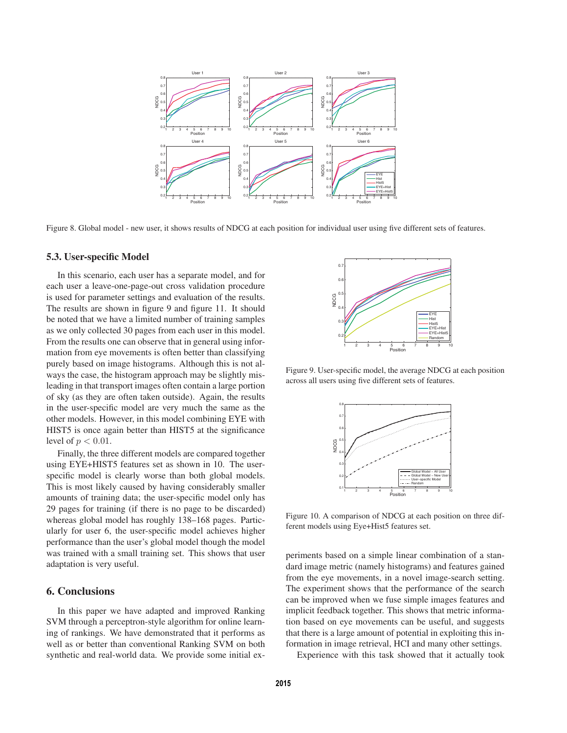Figure 8. Global model - new user, it shows results of NDCG at each position for individual user using five different sets of features.

### 5.3. User-specific Model

In this scenario, each user has a separate model, and for each user a leave-one-page-out cross validation procedure is used for parameter settings and evaluation of the results. The results are shown in figure 9 and figure 11. It should be noted that we have a limited number of training samples as we only collected 30 pages from each user in this model. From the results one can observe that in general using information from eye movements is often better than classifying purely based on image histograms. Although this is not always the case, the histogram approach may be slightly misleading in that transport images often contain a large portion of sky (as they are often taken outside). Again, the results in the user-specific model are very much the same as the other models. However, in this model combining EYE with HIST5 is once again better than HIST5 at the significance level of $p < 0.01$.

Finally, the three different models are compared together using EYE+HIST5 features set as shown in 10. The user-specific model is clearly worse than both global models. This is most likely caused by having considerably smaller amounts of training data; the user-specific model only has 29 pages for training (if there is no page to be discarded) whereas global model has roughly 138–168 pages. Particularly for user 6, the user-specific model achieves higher performance than the user's global model though the model was trained with a small training set. This shows that user adaptation is very useful.

Figure 9. User-specific model, the average NDCG at each position across all users using five different sets of features.

Figure 10. A comparison of NDCG at each position on three different models using Eye+Hist5 features set.

## 6. Conclusions

In this paper we have adapted and improved Ranking SVM through a perceptron-style algorithm for online learning of rankings. We have demonstrated that it performs as well as or better than conventional Ranking SVM on both synthetic and real-world data. We provide some initial experiments based on a simple linear combination of a standard image metric (namely histograms) and features gained from the eye movements, in a novel image-search setting. The experiment shows that the performance of the search can be improved when we fuse simple images features and implicit feedback together. This shows that metric information based on eye movements can be useful, and suggests that there is a large amount of potential in exploiting this information in image retrieval, HCI and many other settings.

Experience with this task showed that it actually took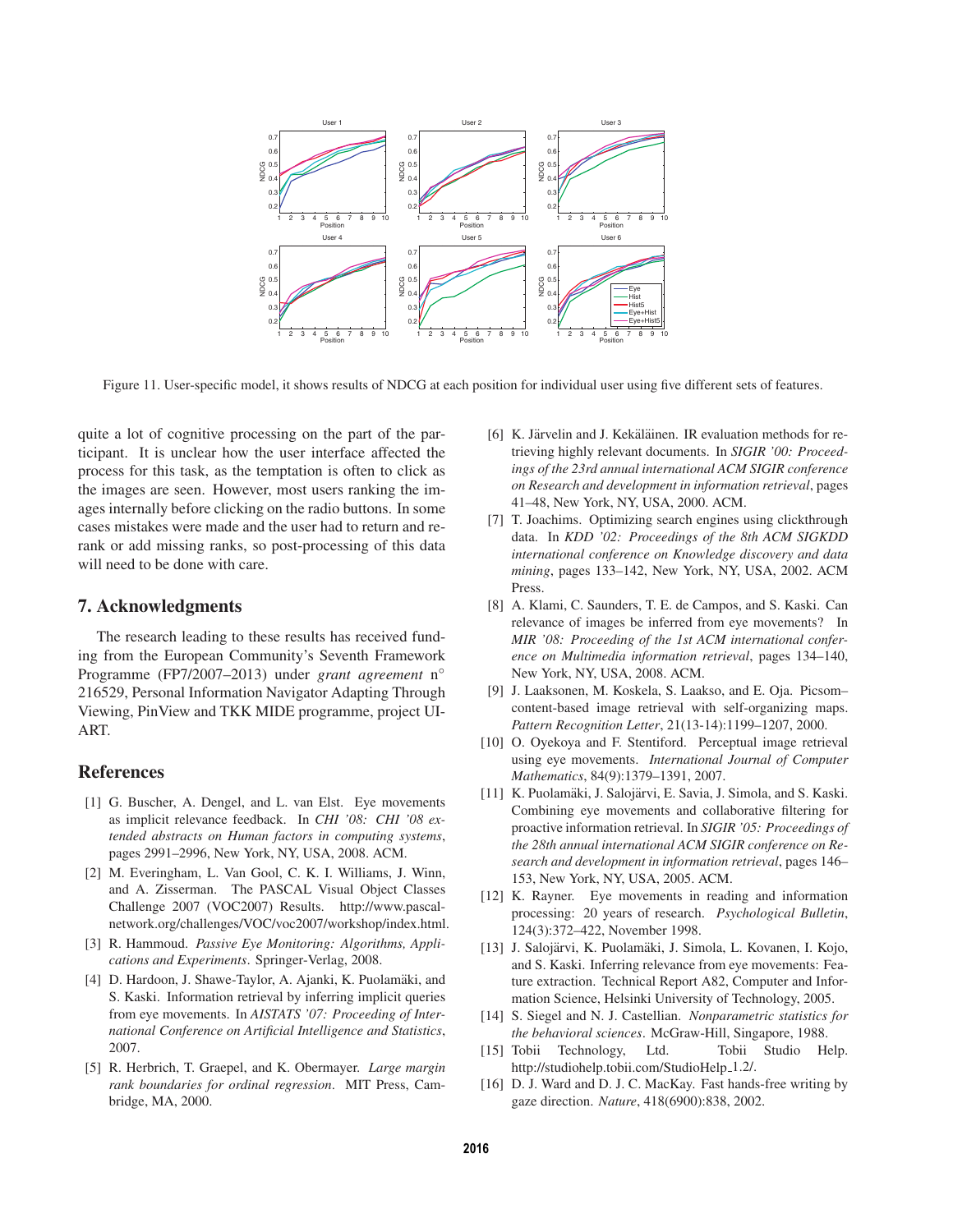User 1

0.7
0.6
0.5
0.4
0.3
0.2

NDCG

1 2 3 4 5 6 7 8 9 10

Position

User 2

0.7
0.6
0.5
0.4
0.3
0.2

NDCG

1 2 3 4 5 6 7 8 9 10

Position

User 3

0.7
0.6
0.5
0.4
0.3
0.2

NDCG

1 2 3 4 5 6 7 8 9 10

Position

User 4

0.7
0.6
0.5
0.4
0.3
0.2

NDCG

1 2 3 4 5 6 7 8 9 10

Position

User 5

0.7
0.6
0.5
0.4
0.3
0.2

NDCG

1 2 3 4 5 6 7 8 9 10

Position

User 6

0.7
0.6
0.5
0.4
0.3
0.2

NDCG

1 2 3 4 5 6 7 8 9 10

Position

Eye
Hist
Hist5
Eye+Hist
Eye+Hist5

Figure 11. User-specific model, it shows results of NDCG at each position for individual user using five different sets of features.

quite a lot of cognitive processing on the part of the participant. It is unclear how the user interface affected the process for this task, as the temptation is often to click as the images are seen. However, most users ranking the images internally before clicking on the radio buttons. In some cases mistakes were made and the user had to return and re-rank or add missing ranks, so post-processing of this data will need to be done with care.

## 7. Acknowledgments

The research leading to these results has received funding from the European Community's Seventh Framework Programme (FP7/2007–2013) under *grant agreement* n° 216529, Personal Information Navigator Adapting Through Viewing, PinView and TKK MIDE programme, project UI-ART.

## References

[1] G. Buscher, A. Dengel, and L. van Elst. Eye movements as implicit relevance feedback. In *CHI '08: CHI '08 extended abstracts on Human factors in computing systems*, pages 2991–2996, New York, NY, USA, 2008. ACM.

[2] M. Everingham, L. Van Gool, C. K. I. Williams, J. Winn, and A. Zisserman. The PASCAL Visual Object Classes Challenge 2007 (VOC2007) Results. http://www.pascal-network.org/challenges/VOC/voc2007/workshop/index.html.

[3] R. Hammoud. *Passive Eye Monitoring: Algorithms, Applications and Experiments*. Springer-Verlag, 2008.

[4] D. Hardoon, J. Shawe-Taylor, A. Ajanki, K. Puolamäki, and S. Kaski. Information retrieval by inferring implicit queries from eye movements. In *AISTATS '07: Proceeding of International Conference on Artificial Intelligence and Statistics*, 2007.

[5] R. Herbrich, T. Graepel, and K. Obermayer. *Large margin rank boundaries for ordinal regression*. MIT Press, Cambridge, MA, 2000.

[6] K. Järvelin and J. Kekäläinen. IR evaluation methods for retrieving highly relevant documents. In *SIGIR '00: Proceedings of the 23rd annual international ACM SIGIR conference on Research and development in information retrieval*, pages 41–48, New York, NY, USA, 2000. ACM.

[7] T. Joachims. Optimizing search engines using clickthrough data. In *KDD '02: Proceedings of the 8th ACM SIGKDD international conference on Knowledge discovery and data mining*, pages 133–142, New York, NY, USA, 2002. ACM Press.

[8] A. Klami, C. Saunders, T. E. de Campos, and S. Kaski. Can relevance of images be inferred from eye movements? In *MIR '08: Proceeding of the 1st ACM international conference on Multimedia information retrieval*, pages 134–140, New York, NY, USA, 2008. ACM.

[9] J. Laaksonen, M. Koskela, S. Laakso, and E. Oja. Picsom–content-based image retrieval with self-organizing maps. *Pattern Recognition Letter*, 21(13-14):1199–1207, 2000.

[10] O. Oyekoya and F. Stentiford. Perceptual image retrieval using eye movements. *International Journal of Computer Mathematics*, 84(9):1379–1391, 2007.

[11] K. Puolamäki, J. Salojärvi, E. Savia, J. Simola, and S. Kaski. Combining eye movements and collaborative filtering for proactive information retrieval. In *SIGIR '05: Proceedings of the 28th annual international ACM SIGIR conference on Research and development in information retrieval*, pages 146–153, New York, NY, USA, 2005. ACM.

[12] K. Rayner. Eye movements in reading and information processing: 20 years of research. *Psychological Bulletin*, 124(3):372–422, November 1998.

[13] J. Salojärvi, K. Puolamäki, J. Simola, L. Kovanen, I. Kojo, and S. Kaski. Inferring relevance from eye movements: Feature extraction. Technical Report A82, Computer and Information Science, Helsinki University of Technology, 2005.

[14] S. Siegel and N. J. Castellian. *Nonparametric statistics for the behavioral sciences*. McGraw-Hill, Singapore, 1988.

[15] Tobii Technology, Ltd. Tobii Studio Help. http://studiohelp.tobii.com/StudioHelp_1.2/.

[16] D. J. Ward and D. J. C. MacKay. Fast hands-free writing by gaze direction. *Nature*, 418(6900):838, 2002.